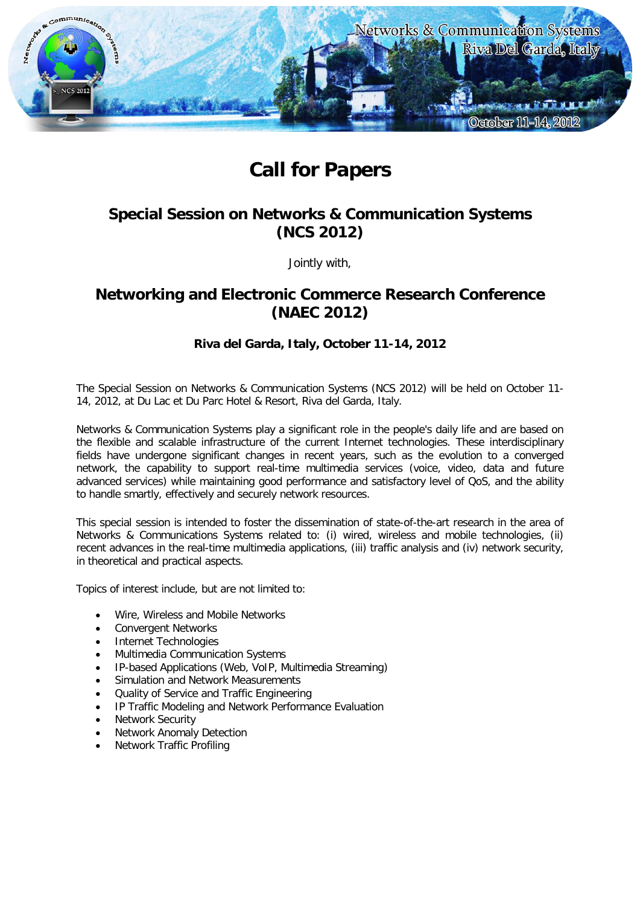# Call for Papers

## Special Session on Networks & Communication Systems (NCS 2012)

Jointly with,

## Networking and Electronic Commerce Research Conference (NAEC 2012)

**Riva del Garda, Italy, October 11-14, 2012**

The Special Session on Networks & Communication Systems (NCS 2012) will be held on October 11-14, 2012, at Du Lac et Du Parc Hotel & Resort, Riva del Garda, Italy.

Networks & Communication Systems play a significant role in the people's daily life and are based on the flexible and scalable infrastructure of the current Internet technologies. These interdisciplinary fields have undergone significant changes in recent years, such as the evolution to a converged network, the capability to support real-time multimedia services (voice, video, data and future advanced services) while maintaining good performance and satisfactory level of QoS, and the ability to handle smartly, effectively and securely network resources.

This special session is intended to foster the dissemination of state-of-the-art research in the area of Networks & Communications Systems related to: (i) wired, wireless and mobile technologies, (ii) recent advances in the real-time multimedia applications, (iii) traffic analysis and (iv) network security, in theoretical and practical aspects.

Topics of interest include, but are not limited to:

- Wire, Wireless and Mobile Networks
- Convergent Networks
- Internet Technologies
- Multimedia Communication Systems
- IP-based Applications (Web, VoIP, Multimedia Streaming)
- Simulation and Network Measurements
- Quality of Service and Traffic Engineering
- IP Traffic Modeling and Network Performance Evaluation
- Network Security
- Network Anomaly Detection
- Network Traffic Profiling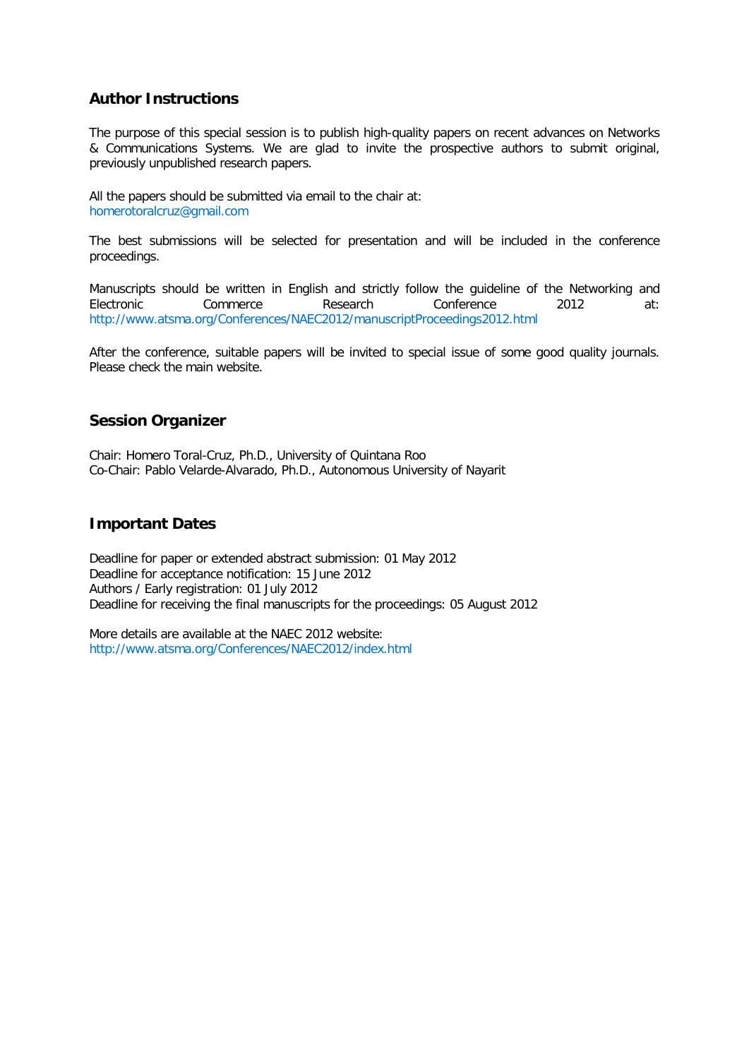## Author Instructions

The purpose of this special session is to publish high-quality papers on recent advances on Networks & Communications Systems. We are glad to invite the prospective authors to submit original, previously unpublished research papers.

All the papers should be submitted via email to the chair at:
homerotoralcruz@gmail.com

The best submissions will be selected for presentation and will be included in the conference proceedings.

Manuscripts should be written in English and strictly follow the guideline of the Networking and Electronic Commerce Research Conference 2012 at: http://www.atsma.org/Conferences/NAEC2012/manuscriptProceedings2012.html

After the conference, suitable papers will be invited to special issue of some good quality journals. Please check the main website.

## Session Organizer

Chair: Homero Toral-Cruz, Ph.D., University of Quintana Roo
Co-Chair: Pablo Velarde-Alvarado, Ph.D., Autonomous University of Nayarit

## Important Dates

Deadline for paper or extended abstract submission: 01 May 2012
Deadline for acceptance notification: 15 June 2012
Authors / Early registration: 01 July 2012
Deadline for receiving the final manuscripts for the proceedings: 05 August 2012

More details are available at the NAEC 2012 website:
http://www.atsma.org/Conferences/NAEC2012/index.html